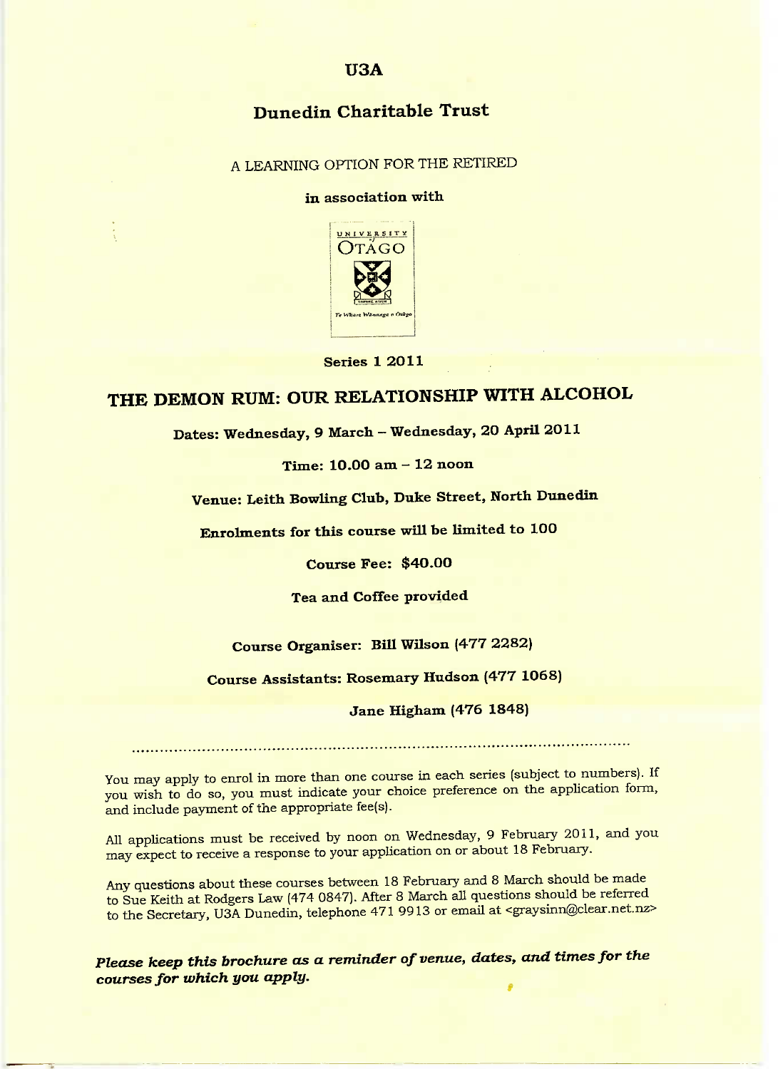# U3A

## Dunedin Charitable Trust

A LEARNING OPTION FOR THE RETIRED

**in association with**

UNIVERSITY of OTAGO

Te Whare Wānanga o Otāgo

**Series 1 2011**

# THE DEMON RUM: OUR RELATIONSHIP WITH ALCOHOL

**Dates: Wednesday, 9 March – Wednesday, 20 April 2011**

**Time: 10.00 am – 12 noon**

**Venue: Leith Bowling Club, Duke Street, North Dunedin**

**Enrolments for this course will be limited to 100**

**Course Fee: $40.00**

**Tea and Coffee provided**

**Course Organiser: Bill Wilson (477 2282)**

**Course Assistants: Rosemary Hudson (477 1068)**

**Jane Higham (476 1848)**

---

You may apply to enrol in more than one course in each series (subject to numbers). If you wish to do so, you must indicate your choice preference on the application form, and include payment of the appropriate fee(s).

All applications must be received by noon on Wednesday, 9 February 2011, and you may expect to receive a response to your application on or about 18 February.

Any questions about these courses between 18 February and 8 March should be made to Sue Keith at Rodgers Law (474 0847). After 8 March all questions should be referred to the Secretary, U3A Dunedin, telephone 471 9913 or email at <graysinn@clear.net.nz>

***Please keep this brochure as a reminder of venue, dates, and times for the courses for which you apply.***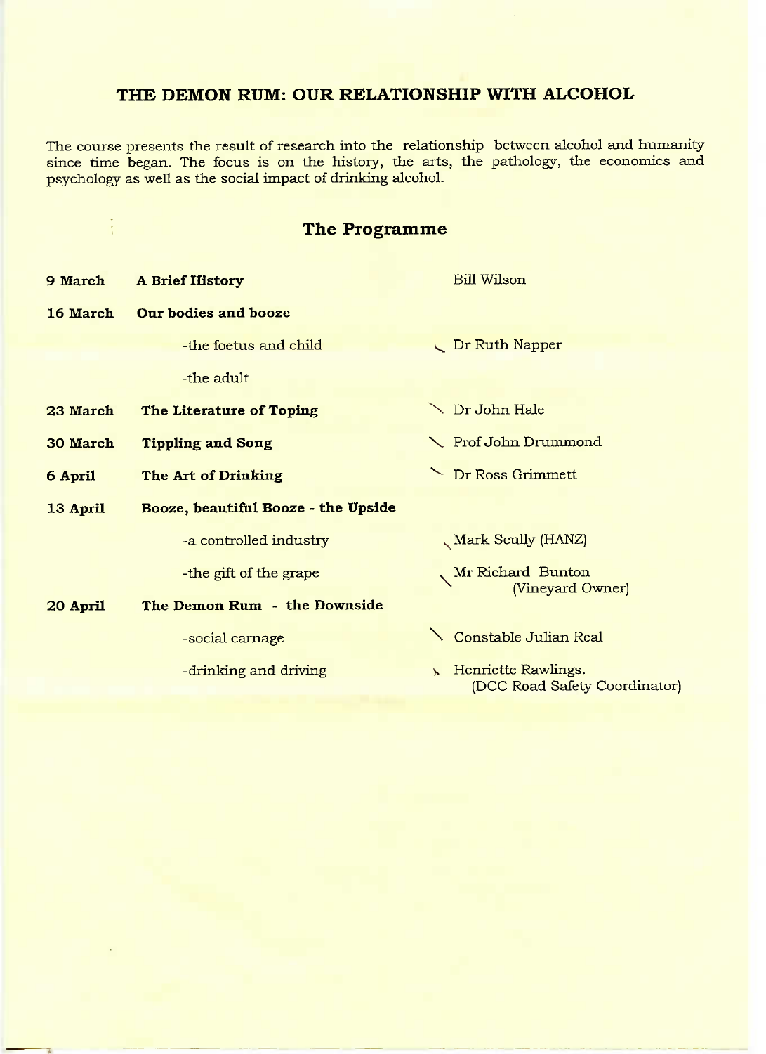# THE DEMON RUM: OUR RELATIONSHIP WITH ALCOHOL

The course presents the result of research into the relationship between alcohol and humanity since time began. The focus is on the history, the arts, the pathology, the economics and psychology as well as the social impact of drinking alcohol.

## The Programme

| | | |
|---|---|---|
| **9 March** | **A Brief History** | Bill Wilson |
| **16 March** | **Our bodies and booze** | |
| | -the foetus and child | Dr Ruth Napper |
| | -the adult | |
| **23 March** | **The Literature of Toping** | Dr John Hale |
| **30 March** | **Tippling and Song** | Prof John Drummond |
| **6 April** | **The Art of Drinking** | Dr Ross Grimmett |
| **13 April** | **Booze, beautiful Booze - the Upside** | |
| | -a controlled industry | Mark Scully (HANZ) |
| | -the gift of the grape | Mr Richard Bunton (Vineyard Owner) |
| **20 April** | **The Demon Rum - the Downside** | |
| | -social carnage | Constable Julian Real |
| | -drinking and driving | Henriette Rawlings. (DCC Road Safety Coordinator) |